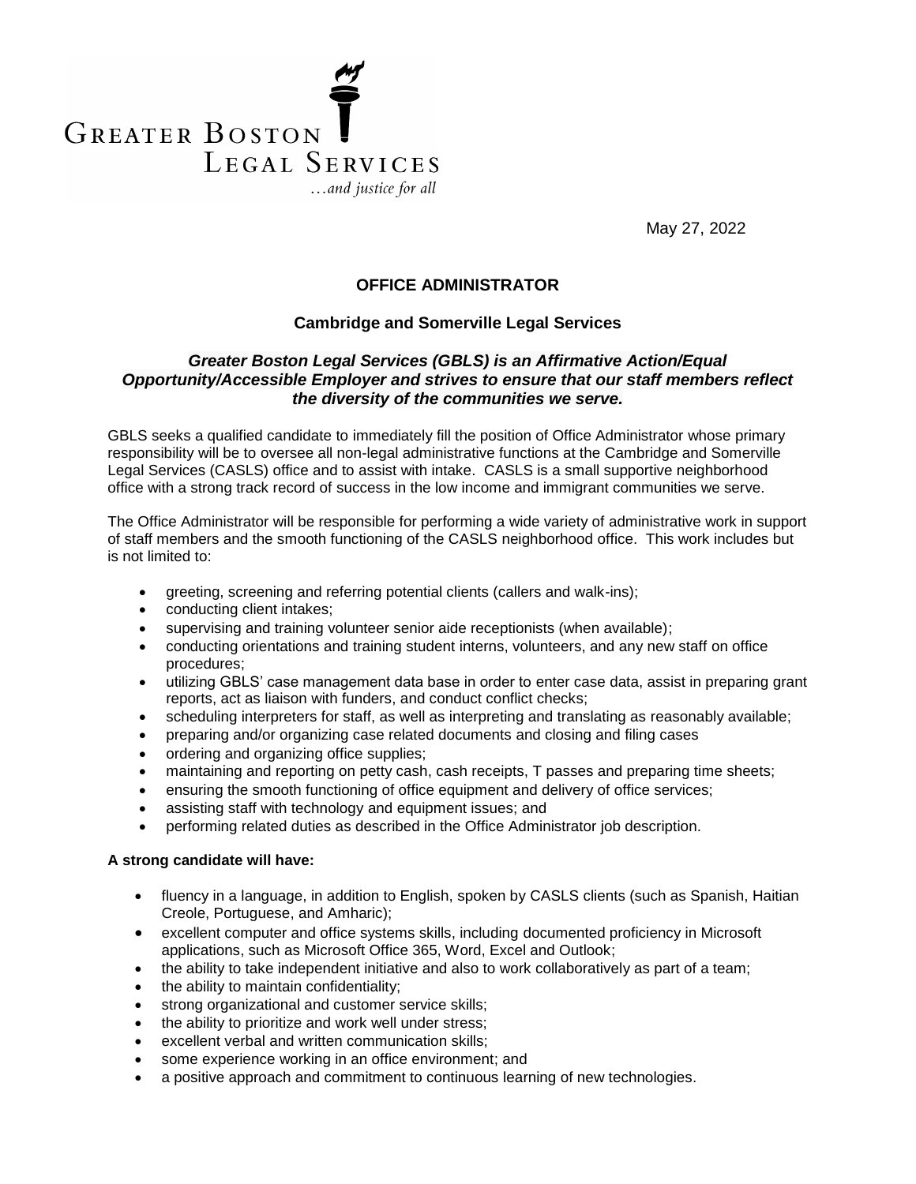GREATER BOSTON LEGAL SERVICES

*…and justice for all*

May 27, 2022

## OFFICE ADMINISTRATOR

### Cambridge and Somerville Legal Services

***Greater Boston Legal Services (GBLS) is an Affirmative Action/Equal Opportunity/Accessible Employer and strives to ensure that our staff members reflect the diversity of the communities we serve.***

GBLS seeks a qualified candidate to immediately fill the position of Office Administrator whose primary responsibility will be to oversee all non-legal administrative functions at the Cambridge and Somerville Legal Services (CASLS) office and to assist with intake. CASLS is a small supportive neighborhood office with a strong track record of success in the low income and immigrant communities we serve.

The Office Administrator will be responsible for performing a wide variety of administrative work in support of staff members and the smooth functioning of the CASLS neighborhood office. This work includes but is not limited to:

- greeting, screening and referring potential clients (callers and walk-ins);
- conducting client intakes;
- supervising and training volunteer senior aide receptionists (when available);
- conducting orientations and training student interns, volunteers, and any new staff on office procedures;
- utilizing GBLS' case management data base in order to enter case data, assist in preparing grant reports, act as liaison with funders, and conduct conflict checks;
- scheduling interpreters for staff, as well as interpreting and translating as reasonably available;
- preparing and/or organizing case related documents and closing and filing cases
- ordering and organizing office supplies;
- maintaining and reporting on petty cash, cash receipts, T passes and preparing time sheets;
- ensuring the smooth functioning of office equipment and delivery of office services;
- assisting staff with technology and equipment issues; and
- performing related duties as described in the Office Administrator job description.

**A strong candidate will have:**

- fluency in a language, in addition to English, spoken by CASLS clients (such as Spanish, Haitian Creole, Portuguese, and Amharic);
- excellent computer and office systems skills, including documented proficiency in Microsoft applications, such as Microsoft Office 365, Word, Excel and Outlook;
- the ability to take independent initiative and also to work collaboratively as part of a team;
- the ability to maintain confidentiality;
- strong organizational and customer service skills;
- the ability to prioritize and work well under stress;
- excellent verbal and written communication skills;
- some experience working in an office environment; and
- a positive approach and commitment to continuous learning of new technologies.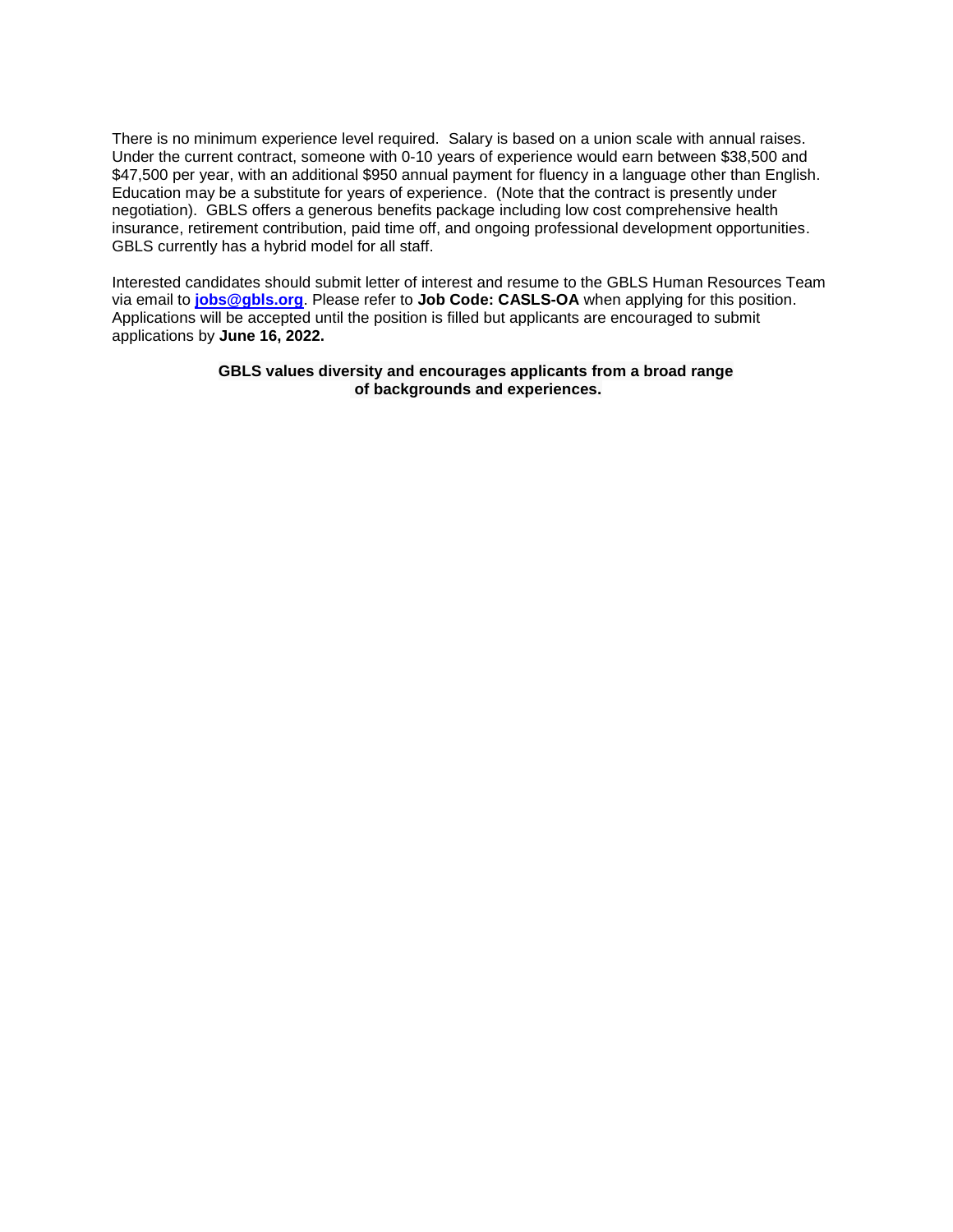There is no minimum experience level required. Salary is based on a union scale with annual raises. Under the current contract, someone with 0-10 years of experience would earn between $38,500 and $47,500 per year, with an additional $950 annual payment for fluency in a language other than English. Education may be a substitute for years of experience. (Note that the contract is presently under negotiation). GBLS offers a generous benefits package including low cost comprehensive health insurance, retirement contribution, paid time off, and ongoing professional development opportunities. GBLS currently has a hybrid model for all staff.

Interested candidates should submit letter of interest and resume to the GBLS Human Resources Team via email to **jobs@gbls.org**. Please refer to **Job Code: CASLS-OA** when applying for this position. Applications will be accepted until the position is filled but applicants are encouraged to submit applications by **June 16, 2022.**

**GBLS values diversity and encourages applicants from a broad range of backgrounds and experiences.**